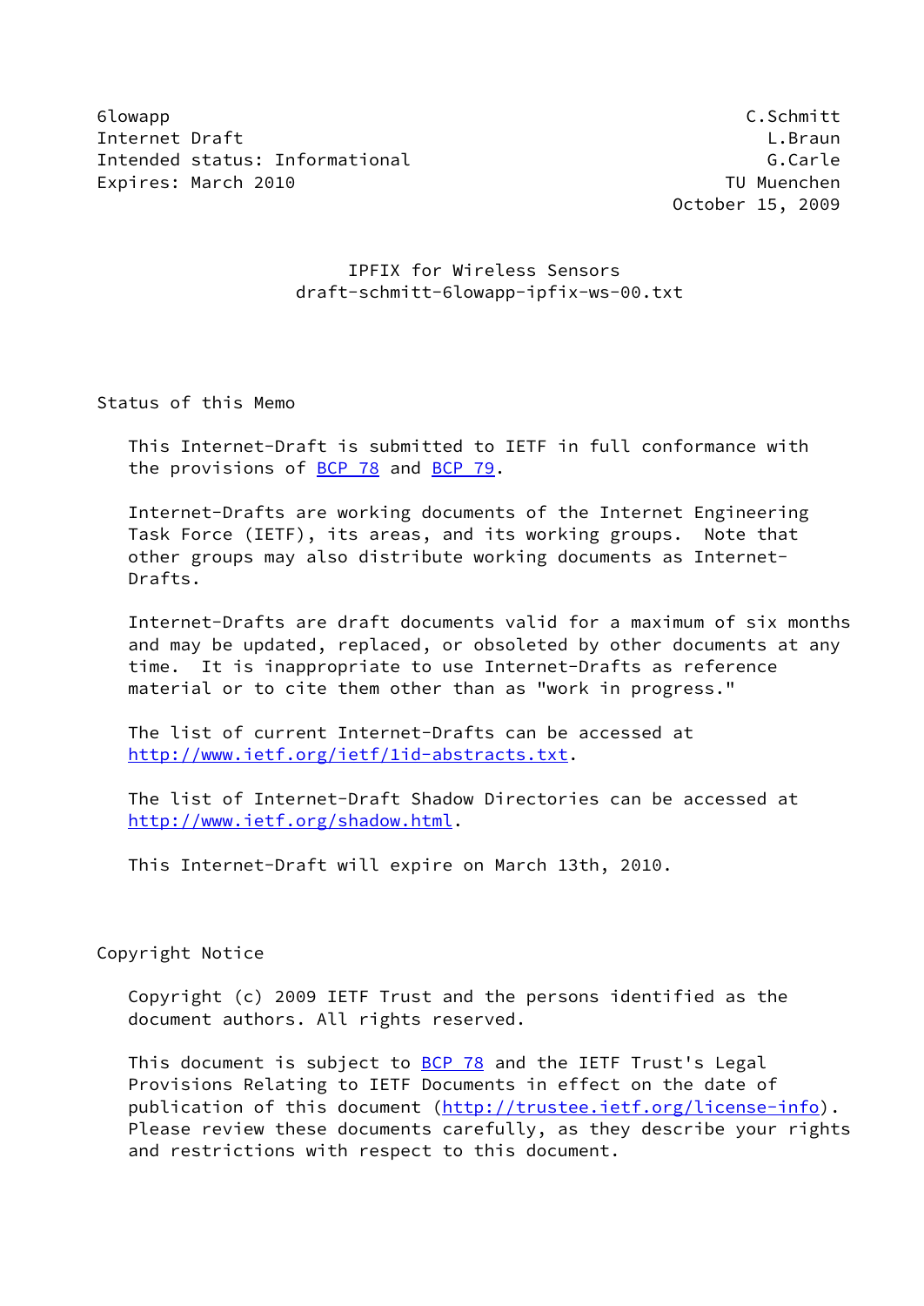6lowapp C.Schmitt
Internet Draft L.Braun
Intended status: Informational G.Carle
Expires: March 2010 TU Muenchen
October 15, 2009

# IPFIX for Wireless Sensors
draft-schmitt-6lowapp-ipfix-ws-00.txt

## Status of this Memo

This Internet-Draft is submitted to IETF in full conformance with the provisions of BCP 78 and BCP 79.

Internet-Drafts are working documents of the Internet Engineering Task Force (IETF), its areas, and its working groups. Note that other groups may also distribute working documents as Internet-Drafts.

Internet-Drafts are draft documents valid for a maximum of six months and may be updated, replaced, or obsoleted by other documents at any time. It is inappropriate to use Internet-Drafts as reference material or to cite them other than as "work in progress."

The list of current Internet-Drafts can be accessed at http://www.ietf.org/ietf/1id-abstracts.txt.

The list of Internet-Draft Shadow Directories can be accessed at http://www.ietf.org/shadow.html.

This Internet-Draft will expire on March 13th, 2010.

## Copyright Notice

Copyright (c) 2009 IETF Trust and the persons identified as the document authors. All rights reserved.

This document is subject to BCP 78 and the IETF Trust's Legal Provisions Relating to IETF Documents in effect on the date of publication of this document (http://trustee.ietf.org/license-info). Please review these documents carefully, as they describe your rights and restrictions with respect to this document.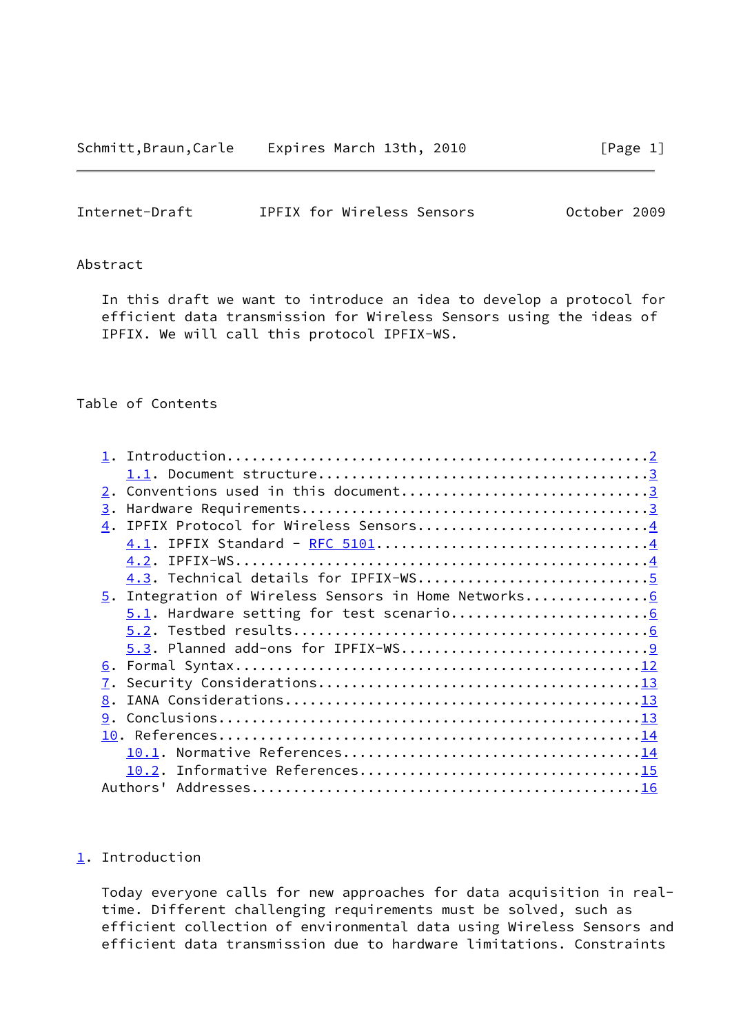## Abstract

In this draft we want to introduce an idea to develop a protocol for efficient data transmission for Wireless Sensors using the ideas of IPFIX. We will call this protocol IPFIX-WS.

## Table of Contents

- 1. Introduction....................................................2
  - 1.1. Document structure.......................................3
- 2. Conventions used in this document...............................3
- 3. Hardware Requirements...........................................3
- 4. IPFIX Protocol for Wireless Sensors.............................4
  - 4.1. IPFIX Standard - RFC 5101................................4
  - 4.2. IPFIX-WS.................................................4
  - 4.3. Technical details for IPFIX-WS...........................5
- 5. Integration of Wireless Sensors in Home Networks...............6
  - 5.1. Hardware setting for test scenario.......................6
  - 5.2. Testbed results..........................................6
  - 5.3. Planned add-ons for IPFIX-WS.............................9
- 6. Formal Syntax..................................................12
- 7. Security Considerations........................................13
- 8. IANA Considerations............................................13
- 9. Conclusions....................................................13
- 10. References....................................................14
  - 10.1. Normative References...................................14
  - 10.2. Informative References.................................15
- Authors' Addresses................................................16

## 1. Introduction

Today everyone calls for new approaches for data acquisition in real-time. Different challenging requirements must be solved, such as efficient collection of environmental data using Wireless Sensors and efficient data transmission due to hardware limitations. Constraints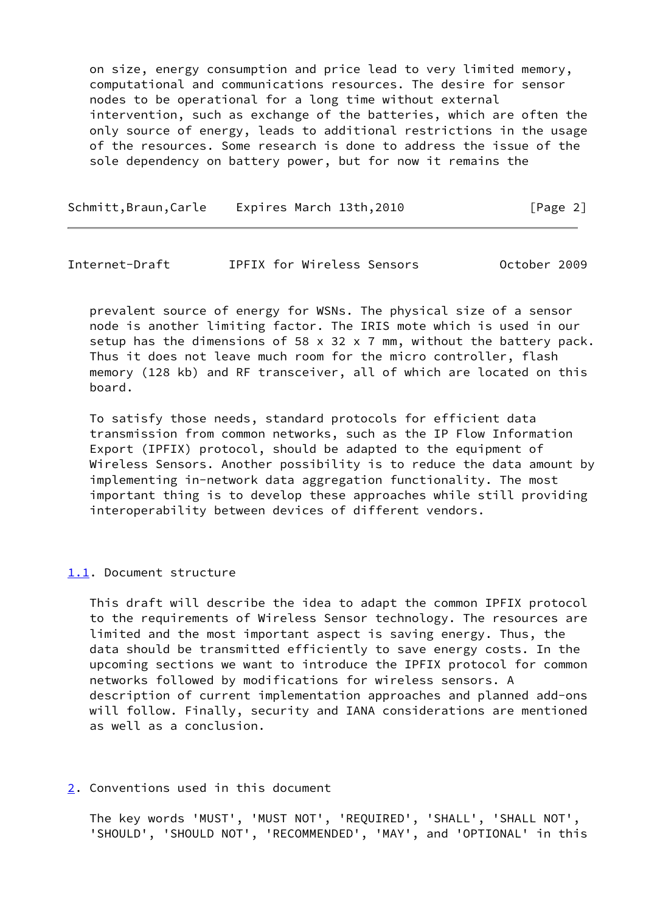on size, energy consumption and price lead to very limited memory, computational and communications resources. The desire for sensor nodes to be operational for a long time without external intervention, such as exchange of the batteries, which are often the only source of energy, leads to additional restrictions in the usage of the resources. Some research is done to address the issue of the sole dependency on battery power, but for now it remains the prevalent source of energy for WSNs. The physical size of a sensor node is another limiting factor. The IRIS mote which is used in our setup has the dimensions of 58 x 32 x 7 mm, without the battery pack. Thus it does not leave much room for the micro controller, flash memory (128 kb) and RF transceiver, all of which are located on this board.

To satisfy those needs, standard protocols for efficient data transmission from common networks, such as the IP Flow Information Export (IPFIX) protocol, should be adapted to the equipment of Wireless Sensors. Another possibility is to reduce the data amount by implementing in-network data aggregation functionality. The most important thing is to develop these approaches while still providing interoperability between devices of different vendors.

### 1.1. Document structure

This draft will describe the idea to adapt the common IPFIX protocol to the requirements of Wireless Sensor technology. The resources are limited and the most important aspect is saving energy. Thus, the data should be transmitted efficiently to save energy costs. In the upcoming sections we want to introduce the IPFIX protocol for common networks followed by modifications for wireless sensors. A description of current implementation approaches and planned add-ons will follow. Finally, security and IANA considerations are mentioned as well as a conclusion.

## 2. Conventions used in this document

The key words 'MUST', 'MUST NOT', 'REQUIRED', 'SHALL', 'SHALL NOT', 'SHOULD', 'SHOULD NOT', 'RECOMMENDED', 'MAY', and 'OPTIONAL' in this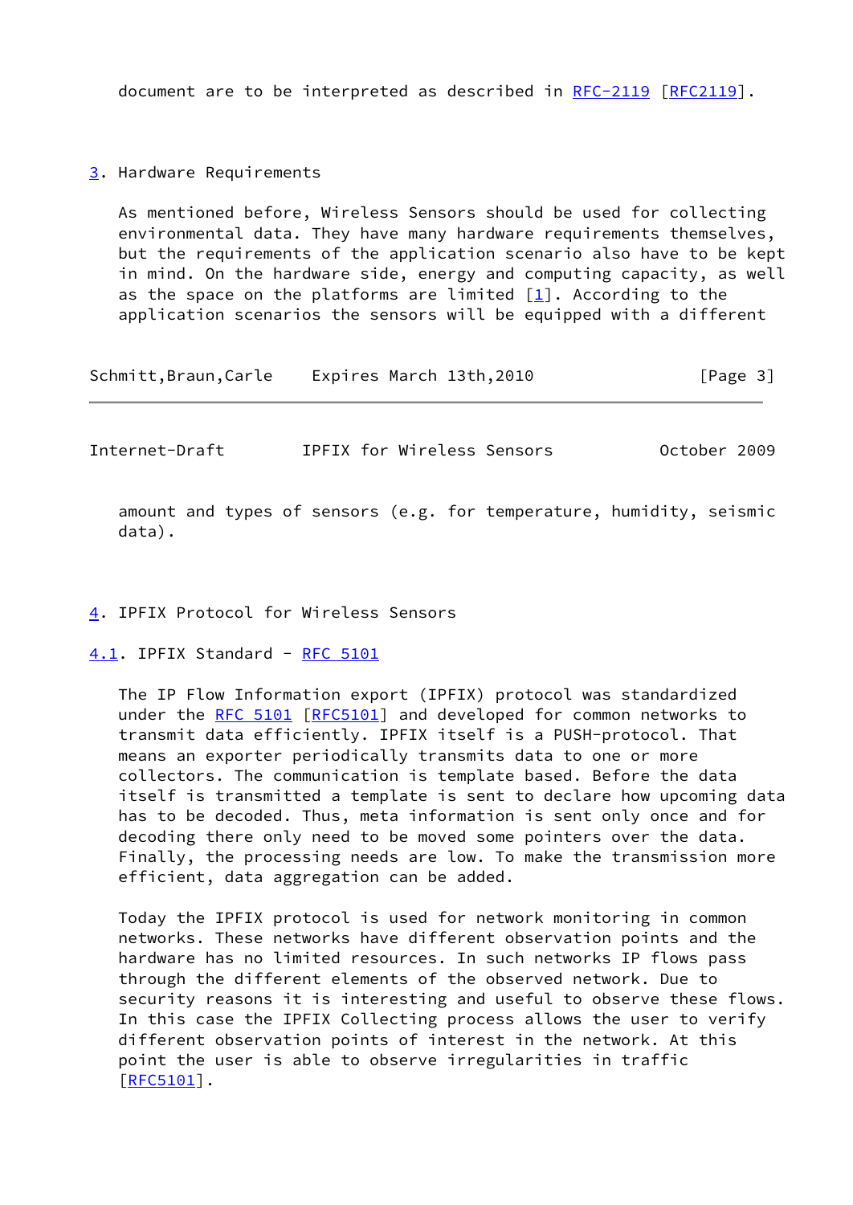document are to be interpreted as described in RFC-2119 [RFC2119].

## 3. Hardware Requirements

As mentioned before, Wireless Sensors should be used for collecting environmental data. They have many hardware requirements themselves, but the requirements of the application scenario also have to be kept in mind. On the hardware side, energy and computing capacity, as well as the space on the platforms are limited [1]. According to the application scenarios the sensors will be equipped with a different amount and types of sensors (e.g. for temperature, humidity, seismic data).

## 4. IPFIX Protocol for Wireless Sensors

### 4.1. IPFIX Standard - RFC 5101

The IP Flow Information export (IPFIX) protocol was standardized under the RFC 5101 [RFC5101] and developed for common networks to transmit data efficiently. IPFIX itself is a PUSH-protocol. That means an exporter periodically transmits data to one or more collectors. The communication is template based. Before the data itself is transmitted a template is sent to declare how upcoming data has to be decoded. Thus, meta information is sent only once and for decoding there only need to be moved some pointers over the data. Finally, the processing needs are low. To make the transmission more efficient, data aggregation can be added.

Today the IPFIX protocol is used for network monitoring in common networks. These networks have different observation points and the hardware has no limited resources. In such networks IP flows pass through the different elements of the observed network. Due to security reasons it is interesting and useful to observe these flows. In this case the IPFIX Collecting process allows the user to verify different observation points of interest in the network. At this point the user is able to observe irregularities in traffic [RFC5101].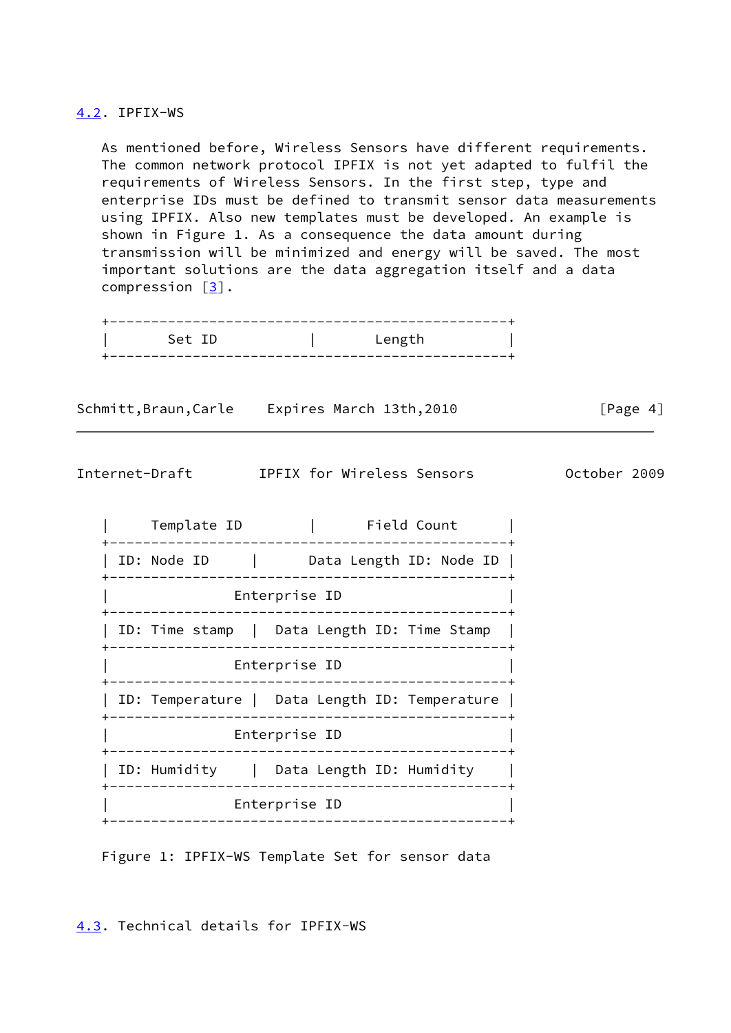## 4.2. IPFIX-WS

As mentioned before, Wireless Sensors have different requirements. The common network protocol IPFIX is not yet adapted to fulfil the requirements of Wireless Sensors. In the first step, type and enterprise IDs must be defined to transmit sensor data measurements using IPFIX. Also new templates must be developed. An example is shown in Figure 1. As a consequence the data amount during transmission will be minimized and energy will be saved. The most important solutions are the data aggregation itself and a data compression [3].

```
+-------------------------------------------------+
|       Set ID            |        Length         |
+-------------------------------------------------+
|     Template ID         |      Field Count      |
+-------------------------------------------------+
| ID: Node ID      |       Data Length ID: Node ID |
+-------------------------------------------------+
|               Enterprise ID                     |
+-------------------------------------------------+
| ID: Time stamp   |  Data Length ID: Time Stamp  |
+-------------------------------------------------+
|               Enterprise ID                     |
+-------------------------------------------------+
| ID: Temperature |  Data Length ID: Temperature |
+-------------------------------------------------+
|               Enterprise ID                     |
+-------------------------------------------------+
| ID: Humidity     |  Data Length ID: Humidity    |
+-------------------------------------------------+
|               Enterprise ID                     |
+-------------------------------------------------+
```

Figure 1: IPFIX-WS Template Set for sensor data

## 4.3. Technical details for IPFIX-WS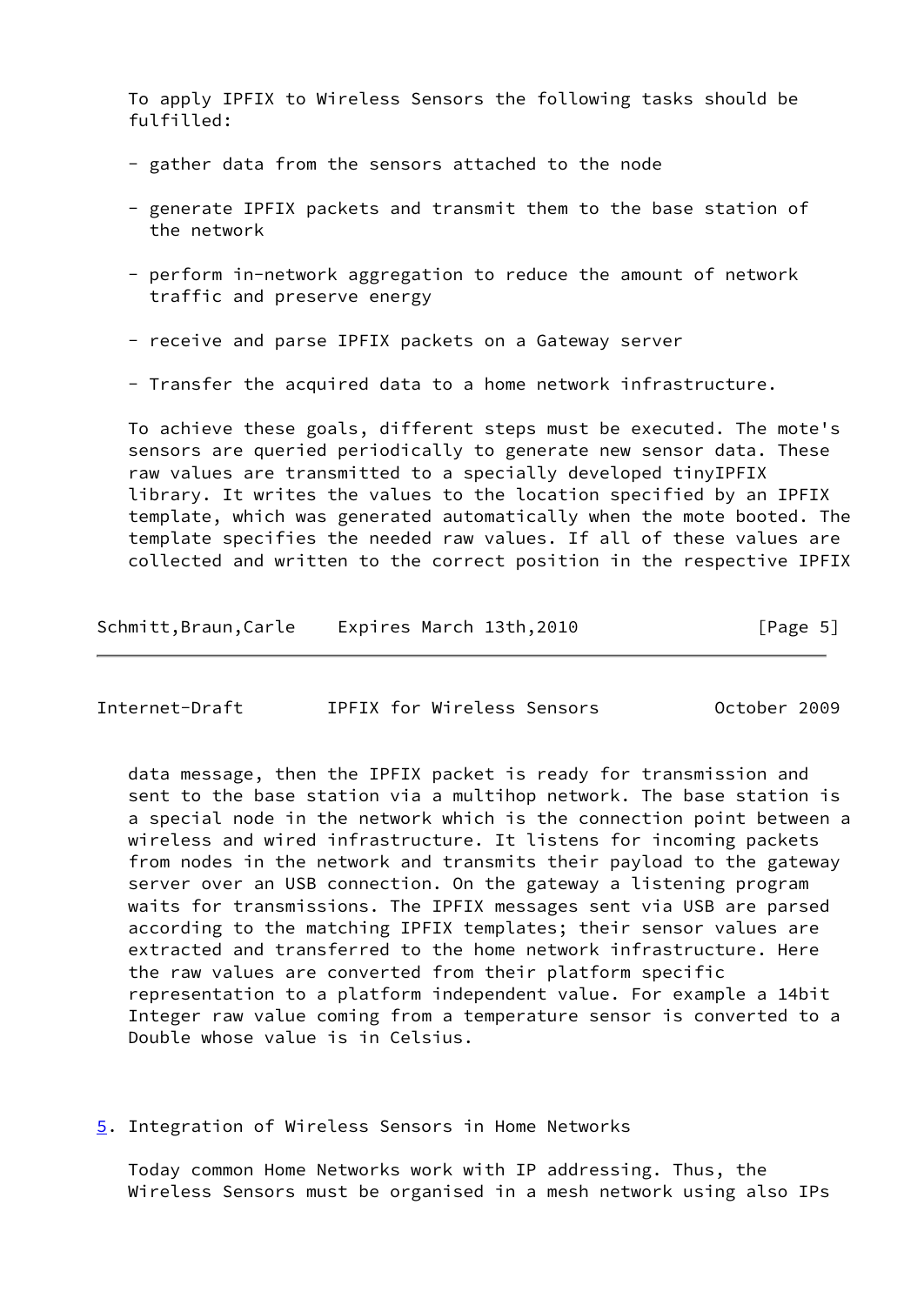To apply IPFIX to Wireless Sensors the following tasks should be fulfilled:

- gather data from the sensors attached to the node

- generate IPFIX packets and transmit them to the base station of the network

- perform in-network aggregation to reduce the amount of network traffic and preserve energy

- receive and parse IPFIX packets on a Gateway server

- Transfer the acquired data to a home network infrastructure.

To achieve these goals, different steps must be executed. The mote's sensors are queried periodically to generate new sensor data. These raw values are transmitted to a specially developed tinyIPFIX library. It writes the values to the location specified by an IPFIX template, which was generated automatically when the mote booted. The template specifies the needed raw values. If all of these values are collected and written to the correct position in the respective IPFIX data message, then the IPFIX packet is ready for transmission and sent to the base station via a multihop network. The base station is a special node in the network which is the connection point between a wireless and wired infrastructure. It listens for incoming packets from nodes in the network and transmits their payload to the gateway server over an USB connection. On the gateway a listening program waits for transmissions. The IPFIX messages sent via USB are parsed according to the matching IPFIX templates; their sensor values are extracted and transferred to the home network infrastructure. Here the raw values are converted from their platform specific representation to a platform independent value. For example a 14bit Integer raw value coming from a temperature sensor is converted to a Double whose value is in Celsius.

## 5. Integration of Wireless Sensors in Home Networks

Today common Home Networks work with IP addressing. Thus, the Wireless Sensors must be organised in a mesh network using also IPs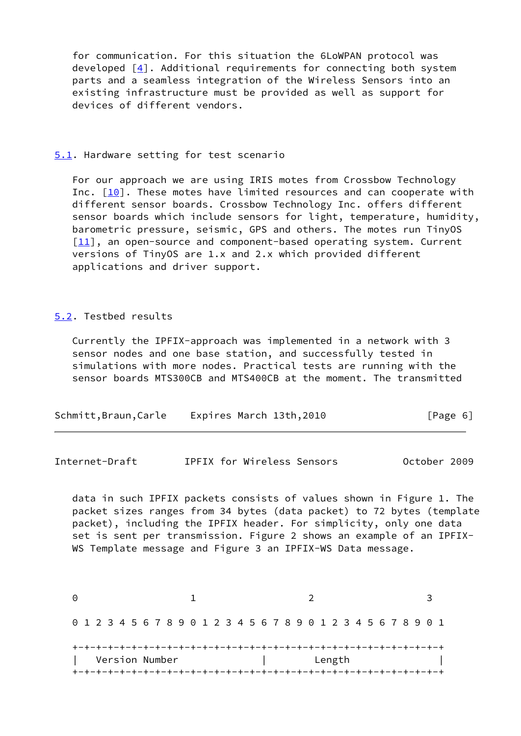for communication. For this situation the 6LoWPAN protocol was developed [4]. Additional requirements for connecting both system parts and a seamless integration of the Wireless Sensors into an existing infrastructure must be provided as well as support for devices of different vendors.

## 5.1. Hardware setting for test scenario

For our approach we are using IRIS motes from Crossbow Technology Inc. [10]. These motes have limited resources and can cooperate with different sensor boards. Crossbow Technology Inc. offers different sensor boards which include sensors for light, temperature, humidity, barometric pressure, seismic, GPS and others. The motes run TinyOS [11], an open-source and component-based operating system. Current versions of TinyOS are 1.x and 2.x which provided different applications and driver support.

## 5.2. Testbed results

Currently the IPFIX-approach was implemented in a network with 3 sensor nodes and one base station, and successfully tested in simulations with more nodes. Practical tests are running with the sensor boards MTS300CB and MTS400CB at the moment. The transmitted data in such IPFIX packets consists of values shown in Figure 1. The packet sizes ranges from 34 bytes (data packet) to 72 bytes (template packet), including the IPFIX header. For simplicity, only one data set is sent per transmission. Figure 2 shows an example of an IPFIX-WS Template message and Figure 3 an IPFIX-WS Data message.

```
 0                   1                   2                   3
 0 1 2 3 4 5 6 7 8 9 0 1 2 3 4 5 6 7 8 9 0 1 2 3 4 5 6 7 8 9 0 1
+-+-+-+-+-+-+-+-+-+-+-+-+-+-+-+-+-+-+-+-+-+-+-+-+-+-+-+-+-+-+-+-+
|   Version Number              |          Length               |
+-+-+-+-+-+-+-+-+-+-+-+-+-+-+-+-+-+-+-+-+-+-+-+-+-+-+-+-+-+-+-+-+
```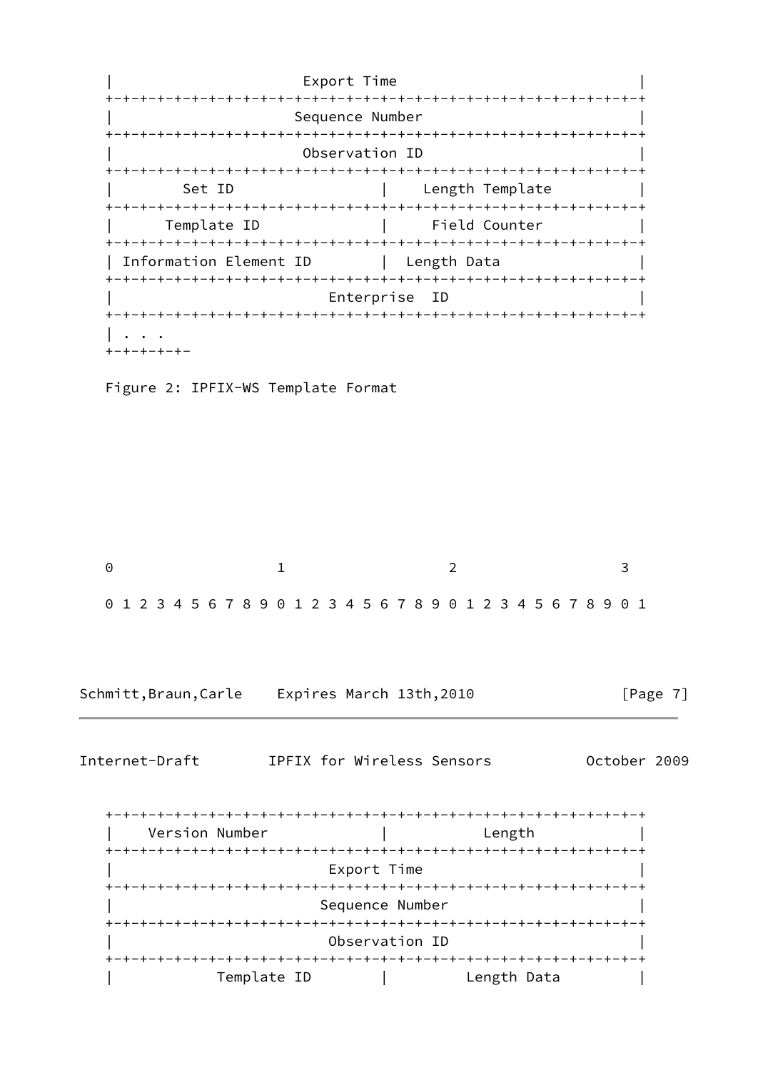```
|                       Export Time                             |
+-+-+-+-+-+-+-+-+-+-+-+-+-+-+-+-+-+-+-+-+-+-+-+-+-+-+-+-+-+-+-+-+
|                     Sequence Number                           |
+-+-+-+-+-+-+-+-+-+-+-+-+-+-+-+-+-+-+-+-+-+-+-+-+-+-+-+-+-+-+-+-+
|                       Observation ID                          |
+-+-+-+-+-+-+-+-+-+-+-+-+-+-+-+-+-+-+-+-+-+-+-+-+-+-+-+-+-+-+-+-+
|        Set ID               |    Length Template              |
+-+-+-+-+-+-+-+-+-+-+-+-+-+-+-+-+-+-+-+-+-+-+-+-+-+-+-+-+-+-+-+-+
|      Template ID            |     Field Counter               |
+-+-+-+-+-+-+-+-+-+-+-+-+-+-+-+-+-+-+-+-+-+-+-+-+-+-+-+-+-+-+-+-+
| Information Element ID      |  Length Data                    |
+-+-+-+-+-+-+-+-+-+-+-+-+-+-+-+-+-+-+-+-+-+-+-+-+-+-+-+-+-+-+-+-+
|                          Enterprise  ID                       |
+-+-+-+-+-+-+-+-+-+-+-+-+-+-+-+-+-+-+-+-+-+-+-+-+-+-+-+-+-+-+-+-+
| . . .
+-+-+-+-+-
```

Figure 2: IPFIX-WS Template Format

```
0                   1                   2                   3

0 1 2 3 4 5 6 7 8 9 0 1 2 3 4 5 6 7 8 9 0 1 2 3 4 5 6 7 8 9 0 1

+-+-+-+-+-+-+-+-+-+-+-+-+-+-+-+-+-+-+-+-+-+-+-+-+-+-+-+-+-+-+-+-+
|    Version Number           |            Length               |
+-+-+-+-+-+-+-+-+-+-+-+-+-+-+-+-+-+-+-+-+-+-+-+-+-+-+-+-+-+-+-+-+
|                          Export Time                          |
+-+-+-+-+-+-+-+-+-+-+-+-+-+-+-+-+-+-+-+-+-+-+-+-+-+-+-+-+-+-+-+-+
|                         Sequence Number                       |
+-+-+-+-+-+-+-+-+-+-+-+-+-+-+-+-+-+-+-+-+-+-+-+-+-+-+-+-+-+-+-+-+
|                          Observation ID                       |
+-+-+-+-+-+-+-+-+-+-+-+-+-+-+-+-+-+-+-+-+-+-+-+-+-+-+-+-+-+-+-+-+
|            Template ID      |         Length Data             |
```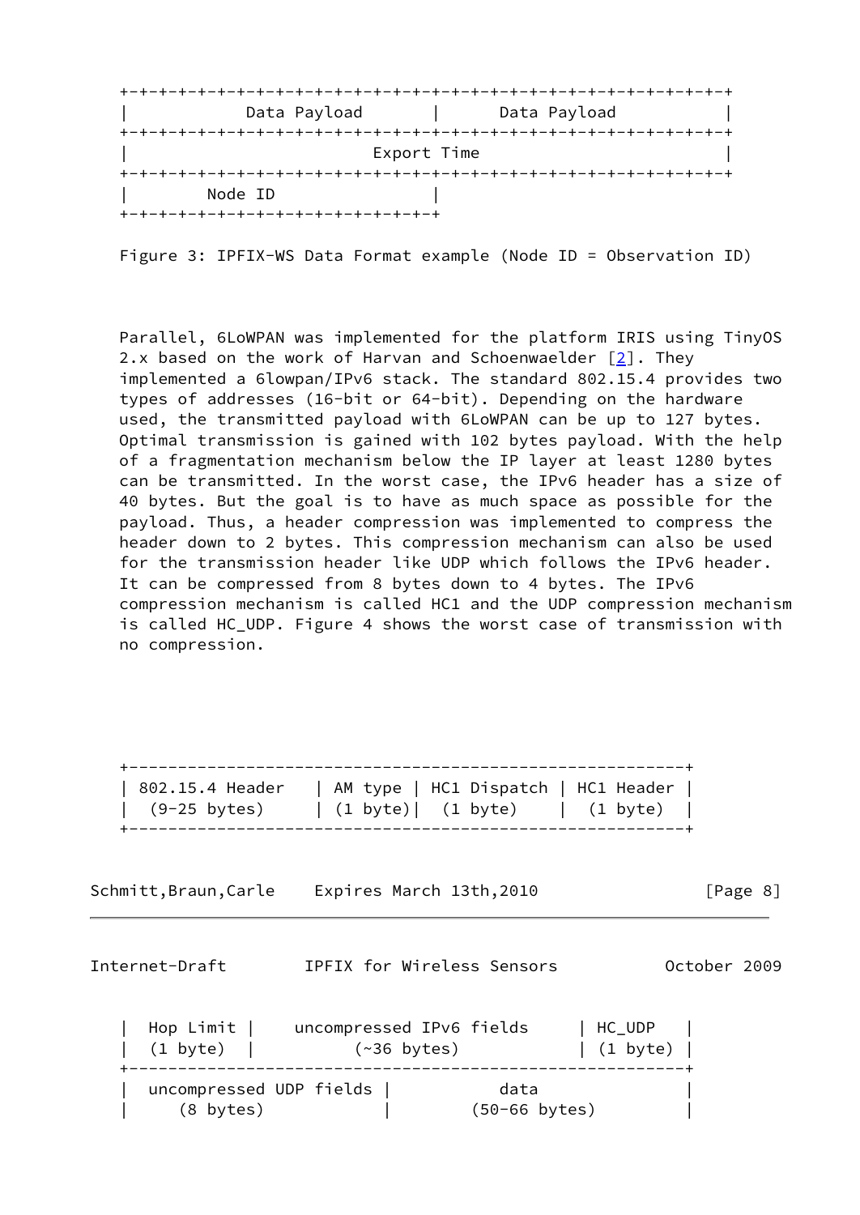```
+-+-+-+-+-+-+-+-+-+-+-+-+-+-+-+-+-+-+-+-+-+-+-+-+-+-+-+-+-+-+-+-+
|            Data Payload       |      Data Payload             |
+-+-+-+-+-+-+-+-+-+-+-+-+-+-+-+-+-+-+-+-+-+-+-+-+-+-+-+-+-+-+-+-+
|                          Export Time                          |
+-+-+-+-+-+-+-+-+-+-+-+-+-+-+-+-+-+-+-+-+-+-+-+-+-+-+-+-+-+-+-+-+
|        Node ID                |
+-+-+-+-+-+-+-+-+-+-+-+-+-+-+-+-+
```

Figure 3: IPFIX-WS Data Format example (Node ID = Observation ID)

Parallel, 6LoWPAN was implemented for the platform IRIS using TinyOS 2.x based on the work of Harvan and Schoenwaelder [2]. They implemented a 6lowpan/IPv6 stack. The standard 802.15.4 provides two types of addresses (16-bit or 64-bit). Depending on the hardware used, the transmitted payload with 6LoWPAN can be up to 127 bytes. Optimal transmission is gained with 102 bytes payload. With the help of a fragmentation mechanism below the IP layer at least 1280 bytes can be transmitted. In the worst case, the IPv6 header has a size of 40 bytes. But the goal is to have as much space as possible for the payload. Thus, a header compression was implemented to compress the header down to 2 bytes. This compression mechanism can also be used for the transmission header like UDP which follows the IPv6 header. It can be compressed from 8 bytes down to 4 bytes. The IPv6 compression mechanism is called HC1 and the UDP compression mechanism is called HC_UDP. Figure 4 shows the worst case of transmission with no compression.

```
+-------------------------------------------------------+
| 802.15.4 Header    | AM type | HC1 Dispatch | HC1 Header |
|  (9-25 bytes)      | (1 byte)|  (1 byte)    |  (1 byte)  |
+-------------------------------------------------------+
|  Hop Limit |    uncompressed IPv6 fields     | HC_UDP   |
|  (1 byte)  |          (~36 bytes)            | (1 byte) |
+-------------------------------------------------------+
|  uncompressed UDP fields |          data              |
|     (8 bytes)            |       (50-66 bytes)        |
```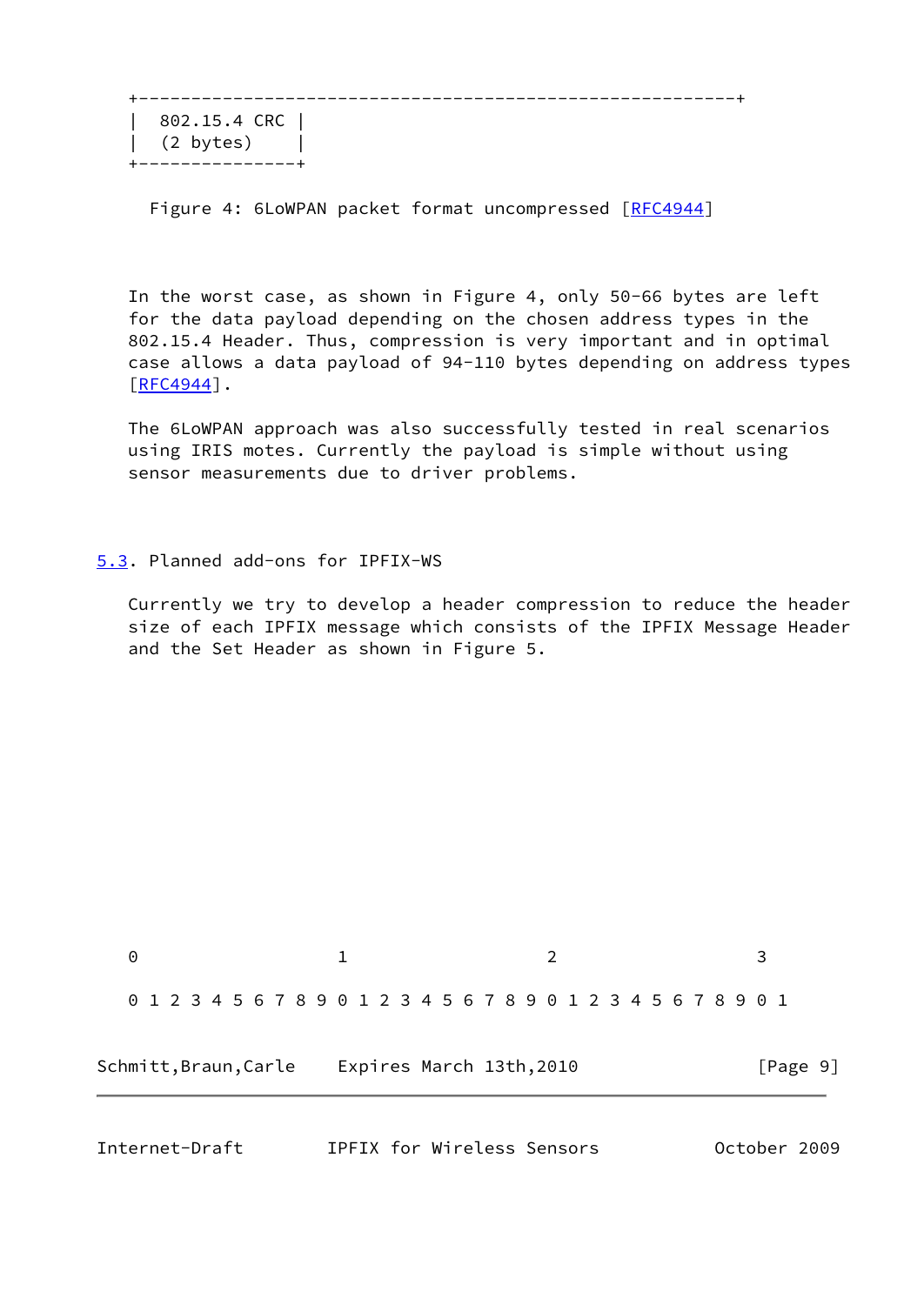```
+-------------------------------------------------------+
|  802.15.4 CRC |
|  (2 bytes)    |
+---------------+
```

Figure 4: 6LoWPAN packet format uncompressed [RFC4944]

In the worst case, as shown in Figure 4, only 50-66 bytes are left for the data payload depending on the chosen address types in the 802.15.4 Header. Thus, compression is very important and in optimal case allows a data payload of 94-110 bytes depending on address types [RFC4944].

The 6LoWPAN approach was also successfully tested in real scenarios using IRIS motes. Currently the payload is simple without using sensor measurements due to driver problems.

## 5.3. Planned add-ons for IPFIX-WS

Currently we try to develop a header compression to reduce the header size of each IPFIX message which consists of the IPFIX Message Header and the Set Header as shown in Figure 5.

```
 0                   1                   2                   3

 0 1 2 3 4 5 6 7 8 9 0 1 2 3 4 5 6 7 8 9 0 1 2 3 4 5 6 7 8 9 0 1
```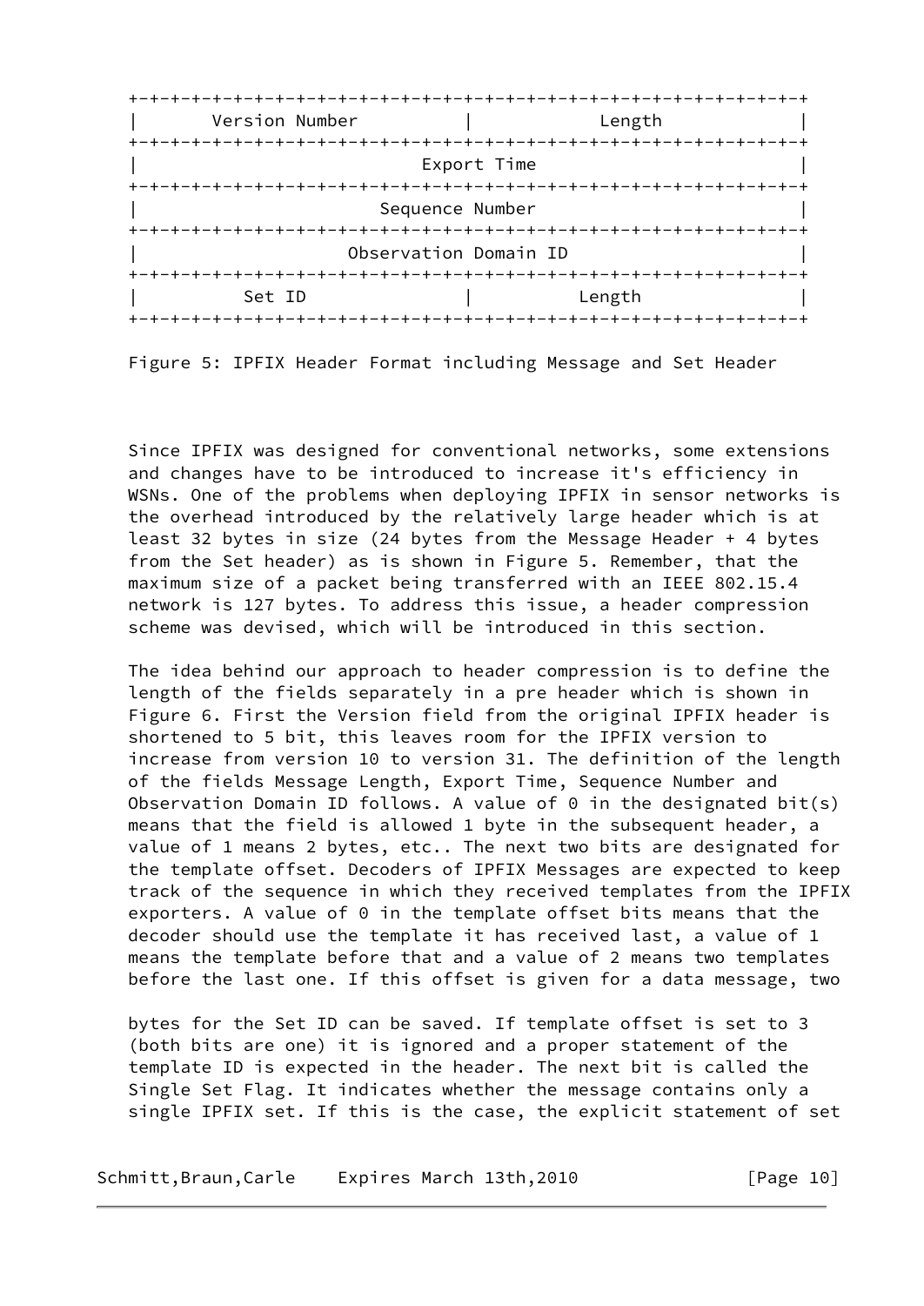```
+-+-+-+-+-+-+-+-+-+-+-+-+-+-+-+-+-+-+-+-+-+-+-+-+-+-+-+-+-+-+-+-+
|       Version Number          |            Length             |
+-+-+-+-+-+-+-+-+-+-+-+-+-+-+-+-+-+-+-+-+-+-+-+-+-+-+-+-+-+-+-+-+
|                           Export Time                         |
+-+-+-+-+-+-+-+-+-+-+-+-+-+-+-+-+-+-+-+-+-+-+-+-+-+-+-+-+-+-+-+-+
|                       Sequence Number                         |
+-+-+-+-+-+-+-+-+-+-+-+-+-+-+-+-+-+-+-+-+-+-+-+-+-+-+-+-+-+-+-+-+
|                    Observation Domain ID                      |
+-+-+-+-+-+-+-+-+-+-+-+-+-+-+-+-+-+-+-+-+-+-+-+-+-+-+-+-+-+-+-+-+
|          Set ID               |          Length               |
+-+-+-+-+-+-+-+-+-+-+-+-+-+-+-+-+-+-+-+-+-+-+-+-+-+-+-+-+-+-+-+-+
```

Figure 5: IPFIX Header Format including Message and Set Header

Since IPFIX was designed for conventional networks, some extensions and changes have to be introduced to increase it's efficiency in WSNs. One of the problems when deploying IPFIX in sensor networks is the overhead introduced by the relatively large header which is at least 32 bytes in size (24 bytes from the Message Header + 4 bytes from the Set header) as is shown in Figure 5. Remember, that the maximum size of a packet being transferred with an IEEE 802.15.4 network is 127 bytes. To address this issue, a header compression scheme was devised, which will be introduced in this section.

The idea behind our approach to header compression is to define the length of the fields separately in a pre header which is shown in Figure 6. First the Version field from the original IPFIX header is shortened to 5 bit, this leaves room for the IPFIX version to increase from version 10 to version 31. The definition of the length of the fields Message Length, Export Time, Sequence Number and Observation Domain ID follows. A value of 0 in the designated bit(s) means that the field is allowed 1 byte in the subsequent header, a value of 1 means 2 bytes, etc.. The next two bits are designated for the template offset. Decoders of IPFIX Messages are expected to keep track of the sequence in which they received templates from the IPFIX exporters. A value of 0 in the template offset bits means that the decoder should use the template it has received last, a value of 1 means the template before that and a value of 2 means two templates before the last one. If this offset is given for a data message, two bytes for the Set ID can be saved. If template offset is set to 3 (both bits are one) it is ignored and a proper statement of the template ID is expected in the header. The next bit is called the Single Set Flag. It indicates whether the message contains only a single IPFIX set. If this is the case, the explicit statement of set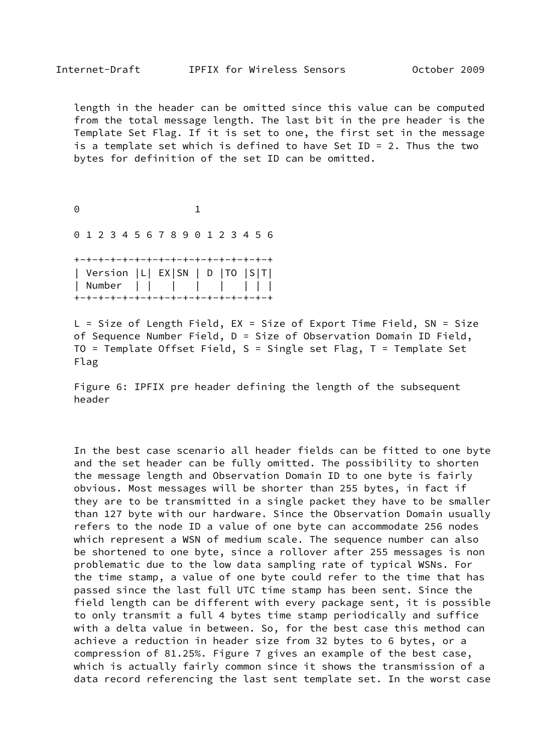length in the header can be omitted since this value can be computed from the total message length. The last bit in the pre header is the Template Set Flag. If it is set to one, the first set in the message is a template set which is defined to have Set ID = 2. Thus the two bytes for definition of the set ID can be omitted.

```
0                   1

0 1 2 3 4 5 6 7 8 9 0 1 2 3 4 5 6

+-+-+-+-+-+-+-+-+-+-+-+-+-+-+-+-+
| Version |L| EX|SN | D |TO |S|T|
| Number  | |   |   |   |   | | |
+-+-+-+-+-+-+-+-+-+-+-+-+-+-+-+-+
```

L = Size of Length Field, EX = Size of Export Time Field, SN = Size of Sequence Number Field, D = Size of Observation Domain ID Field, TO = Template Offset Field, S = Single set Flag, T = Template Set Flag

Figure 6: IPFIX pre header defining the length of the subsequent header

In the best case scenario all header fields can be fitted to one byte and the set header can be fully omitted. The possibility to shorten the message length and Observation Domain ID to one byte is fairly obvious. Most messages will be shorter than 255 bytes, in fact if they are to be transmitted in a single packet they have to be smaller than 127 byte with our hardware. Since the Observation Domain usually refers to the node ID a value of one byte can accommodate 256 nodes which represent a WSN of medium scale. The sequence number can also be shortened to one byte, since a rollover after 255 messages is non problematic due to the low data sampling rate of typical WSNs. For the time stamp, a value of one byte could refer to the time that has passed since the last full UTC time stamp has been sent. Since the field length can be different with every package sent, it is possible to only transmit a full 4 bytes time stamp periodically and suffice with a delta value in between. So, for the best case this method can achieve a reduction in header size from 32 bytes to 6 bytes, or a compression of 81.25%. Figure 7 gives an example of the best case, which is actually fairly common since it shows the transmission of a data record referencing the last sent template set. In the worst case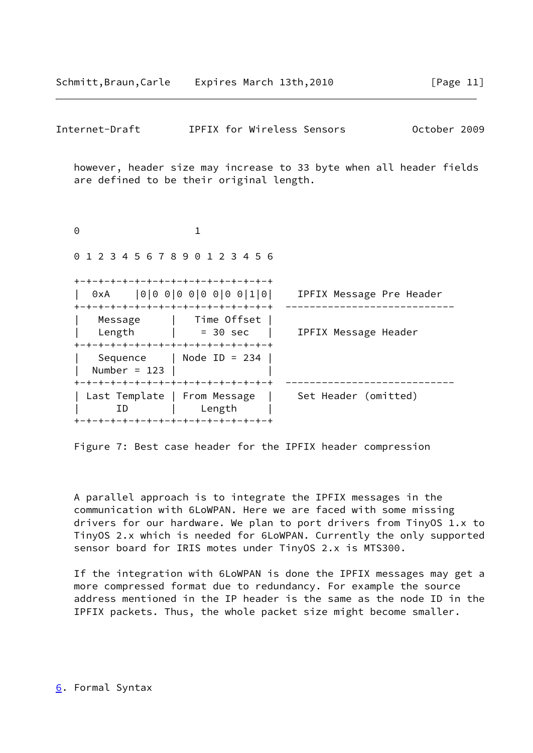however, header size may increase to 33 byte when all header fields are defined to be their original length.

```
   0                   1
   0 1 2 3 4 5 6 7 8 9 0 1 2 3 4 5 6
   +-+-+-+-+-+-+-+-+-+-+-+-+-+-+-+-+-+
   |  0xA    |0|0 0|0 0|0 0|0 0|1|0|    IPFIX Message Pre Header
   +-+-+-+-+-+-+-+-+-+-+-+-+-+-+-+-+-+  ----------------------------
   |   Message      |   Time Offset |
   |   Length       |    = 30 sec   |    IPFIX Message Header
   +-+-+-+-+-+-+-+-+-+-+-+-+-+-+-+-+-+
   |   Sequence     | Node ID = 234 |
   |  Number = 123  |               |
   +-+-+-+-+-+-+-+-+-+-+-+-+-+-+-+-+-+  ----------------------------
   | Last Template | From Message   |    Set Header (omitted)
   |      ID       |    Length      |
   +-+-+-+-+-+-+-+-+-+-+-+-+-+-+-+-+-+
```

Figure 7: Best case header for the IPFIX header compression

A parallel approach is to integrate the IPFIX messages in the communication with 6LoWPAN. Here we are faced with some missing drivers for our hardware. We plan to port drivers from TinyOS 1.x to TinyOS 2.x which is needed for 6LoWPAN. Currently the only supported sensor board for IRIS motes under TinyOS 2.x is MTS300.

If the integration with 6LoWPAN is done the IPFIX messages may get a more compressed format due to redundancy. For example the source address mentioned in the IP header is the same as the node ID in the IPFIX packets. Thus, the whole packet size might become smaller.

## 6. Formal Syntax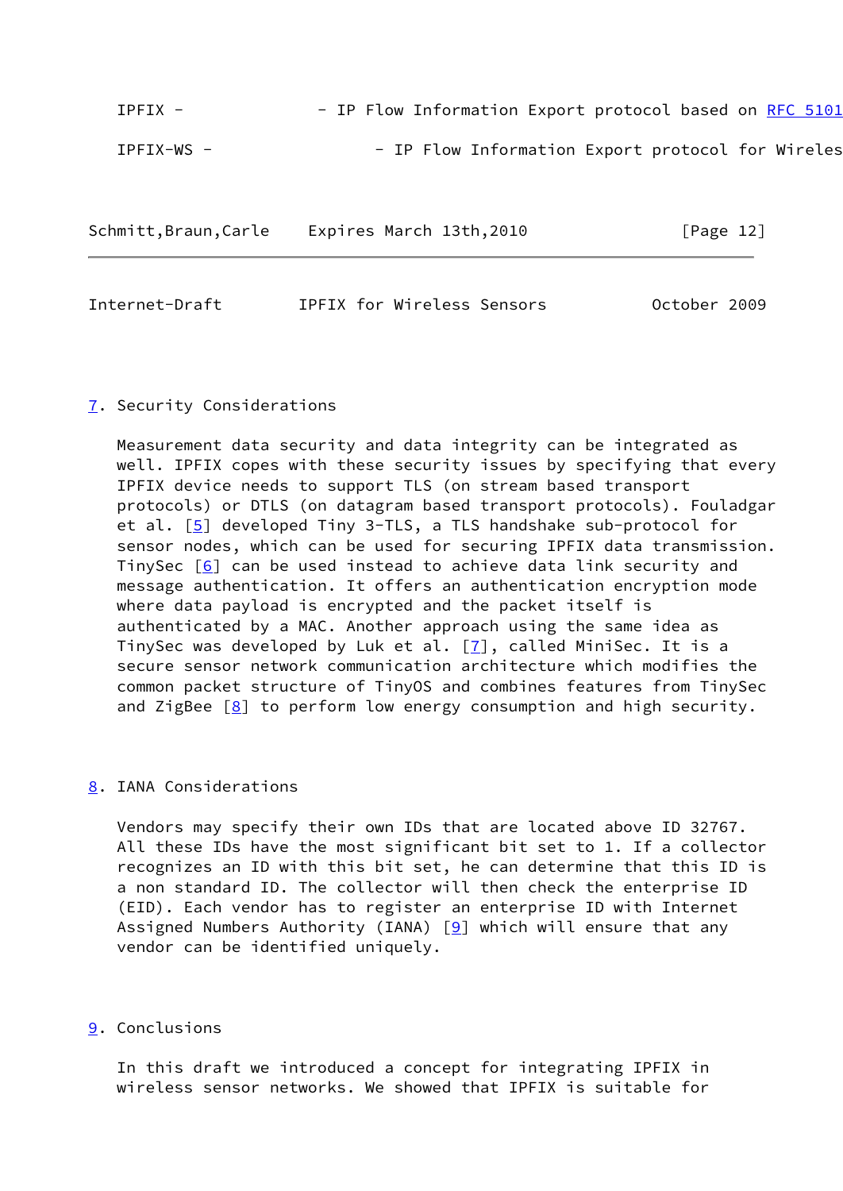IPFIX - - IP Flow Information Export protocol based on RFC 5101

IPFIX-WS - - IP Flow Information Export protocol for Wireles

## 7. Security Considerations

Measurement data security and data integrity can be integrated as well. IPFIX copes with these security issues by specifying that every IPFIX device needs to support TLS (on stream based transport protocols) or DTLS (on datagram based transport protocols). Fouladgar et al. [5] developed Tiny 3-TLS, a TLS handshake sub-protocol for sensor nodes, which can be used for securing IPFIX data transmission. TinySec [6] can be used instead to achieve data link security and message authentication. It offers an authentication encryption mode where data payload is encrypted and the packet itself is authenticated by a MAC. Another approach using the same idea as TinySec was developed by Luk et al. [7], called MiniSec. It is a secure sensor network communication architecture which modifies the common packet structure of TinyOS and combines features from TinySec and ZigBee [8] to perform low energy consumption and high security.

## 8. IANA Considerations

Vendors may specify their own IDs that are located above ID 32767. All these IDs have the most significant bit set to 1. If a collector recognizes an ID with this bit set, he can determine that this ID is a non standard ID. The collector will then check the enterprise ID (EID). Each vendor has to register an enterprise ID with Internet Assigned Numbers Authority (IANA) [9] which will ensure that any vendor can be identified uniquely.

## 9. Conclusions

In this draft we introduced a concept for integrating IPFIX in wireless sensor networks. We showed that IPFIX is suitable for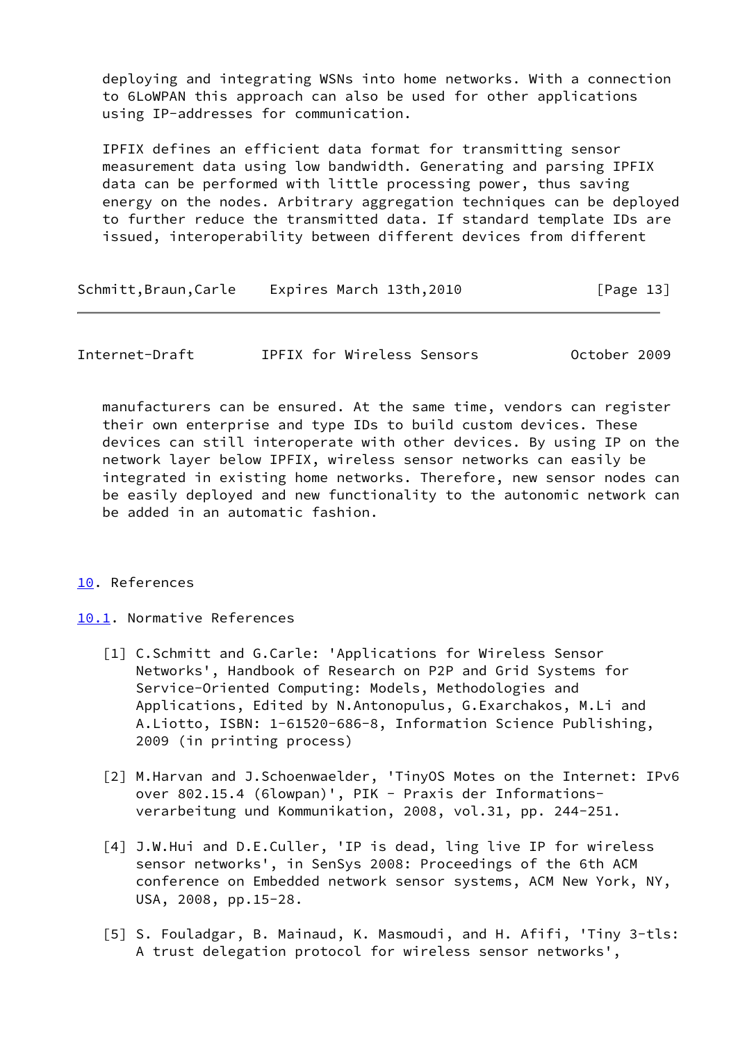deploying and integrating WSNs into home networks. With a connection to 6LoWPAN this approach can also be used for other applications using IP-addresses for communication.

IPFIX defines an efficient data format for transmitting sensor measurement data using low bandwidth. Generating and parsing IPFIX data can be performed with little processing power, thus saving energy on the nodes. Arbitrary aggregation techniques can be deployed to further reduce the transmitted data. If standard template IDs are issued, interoperability between different devices from different manufacturers can be ensured. At the same time, vendors can register their own enterprise and type IDs to build custom devices. These devices can still interoperate with other devices. By using IP on the network layer below IPFIX, wireless sensor networks can easily be integrated in existing home networks. Therefore, new sensor nodes can be easily deployed and new functionality to the autonomic network can be added in an automatic fashion.

# 10. References

## 10.1. Normative References

[1] C.Schmitt and G.Carle: 'Applications for Wireless Sensor Networks', Handbook of Research on P2P and Grid Systems for Service-Oriented Computing: Models, Methodologies and Applications, Edited by N.Antonopulus, G.Exarchakos, M.Li and A.Liotto, ISBN: 1-61520-686-8, Information Science Publishing, 2009 (in printing process)

[2] M.Harvan and J.Schoenwaelder, 'TinyOS Motes on the Internet: IPv6 over 802.15.4 (6lowpan)', PIK - Praxis der Informationsverarbeitung und Kommunikation, 2008, vol.31, pp. 244-251.

[4] J.W.Hui and D.E.Culler, 'IP is dead, ling live IP for wireless sensor networks', in SenSys 2008: Proceedings of the 6th ACM conference on Embedded network sensor systems, ACM New York, NY, USA, 2008, pp.15-28.

[5] S. Fouladgar, B. Mainaud, K. Masmoudi, and H. Afifi, 'Tiny 3-tls: A trust delegation protocol for wireless sensor networks',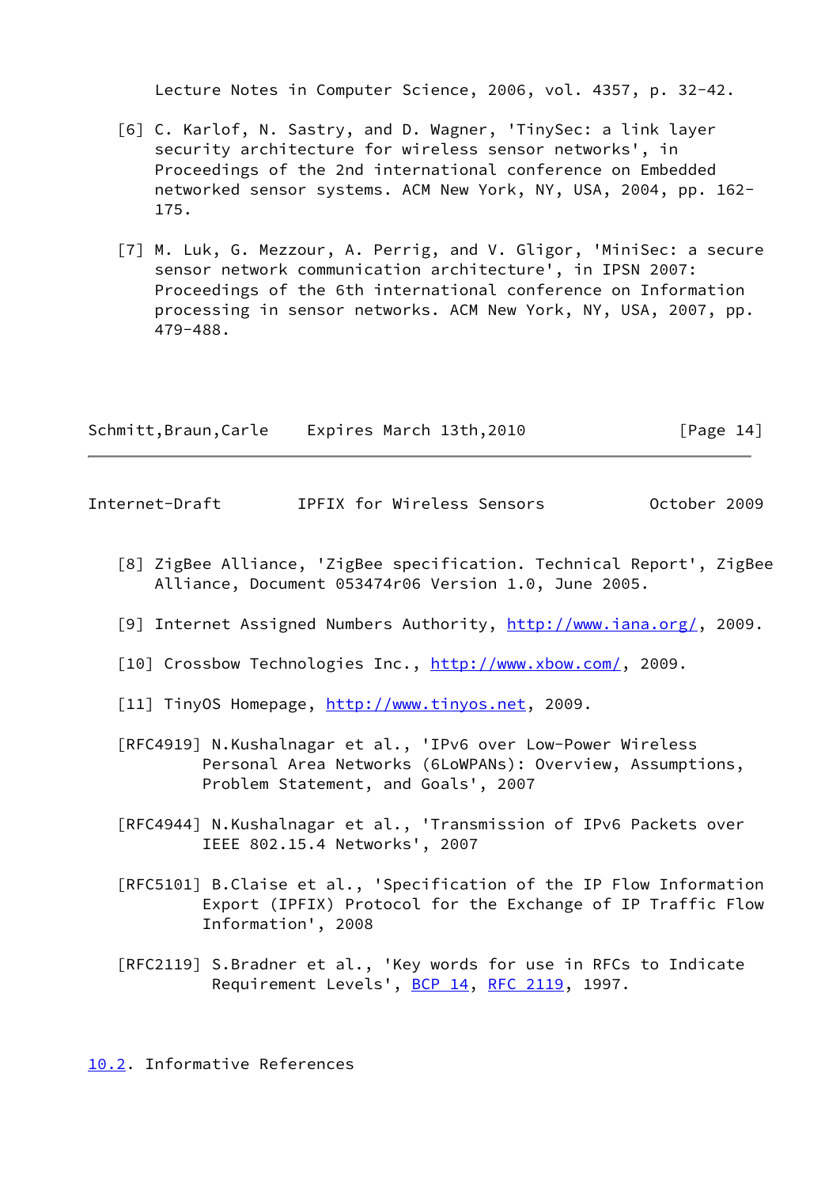Lecture Notes in Computer Science, 2006, vol. 4357, p. 32-42.

[6] C. Karlof, N. Sastry, and D. Wagner, 'TinySec: a link layer security architecture for wireless sensor networks', in Proceedings of the 2nd international conference on Embedded networked sensor systems. ACM New York, NY, USA, 2004, pp. 162-175.

[7] M. Luk, G. Mezzour, A. Perrig, and V. Gligor, 'MiniSec: a secure sensor network communication architecture', in IPSN 2007: Proceedings of the 6th international conference on Information processing in sensor networks. ACM New York, NY, USA, 2007, pp. 479-488.

[8] ZigBee Alliance, 'ZigBee specification. Technical Report', ZigBee Alliance, Document 053474r06 Version 1.0, June 2005.

[9] Internet Assigned Numbers Authority, http://www.iana.org/, 2009.

[10] Crossbow Technologies Inc., http://www.xbow.com/, 2009.

[11] TinyOS Homepage, http://www.tinyos.net, 2009.

[RFC4919] N.Kushalnagar et al., 'IPv6 over Low-Power Wireless Personal Area Networks (6LoWPANs): Overview, Assumptions, Problem Statement, and Goals', 2007

[RFC4944] N.Kushalnagar et al., 'Transmission of IPv6 Packets over IEEE 802.15.4 Networks', 2007

[RFC5101] B.Claise et al., 'Specification of the IP Flow Information Export (IPFIX) Protocol for the Exchange of IP Traffic Flow Information', 2008

[RFC2119] S.Bradner et al., 'Key words for use in RFCs to Indicate Requirement Levels', BCP 14, RFC 2119, 1997.

## 10.2. Informative References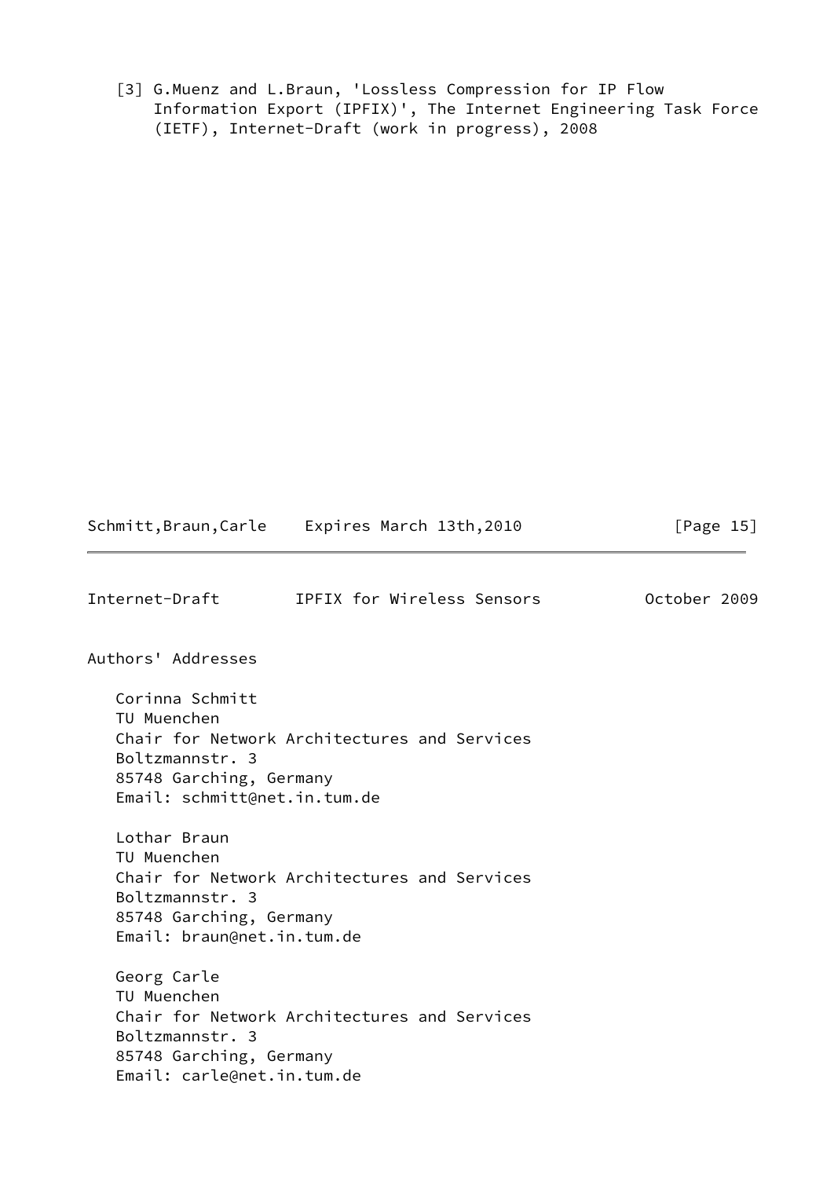[3] G.Muenz and L.Braun, 'Lossless Compression for IP Flow Information Export (IPFIX)', The Internet Engineering Task Force (IETF), Internet-Draft (work in progress), 2008

## Authors' Addresses

Corinna Schmitt
TU Muenchen
Chair for Network Architectures and Services
Boltzmannstr. 3
85748 Garching, Germany
Email: schmitt@net.in.tum.de

Lothar Braun
TU Muenchen
Chair for Network Architectures and Services
Boltzmannstr. 3
85748 Garching, Germany
Email: braun@net.in.tum.de

Georg Carle
TU Muenchen
Chair for Network Architectures and Services
Boltzmannstr. 3
85748 Garching, Germany
Email: carle@net.in.tum.de